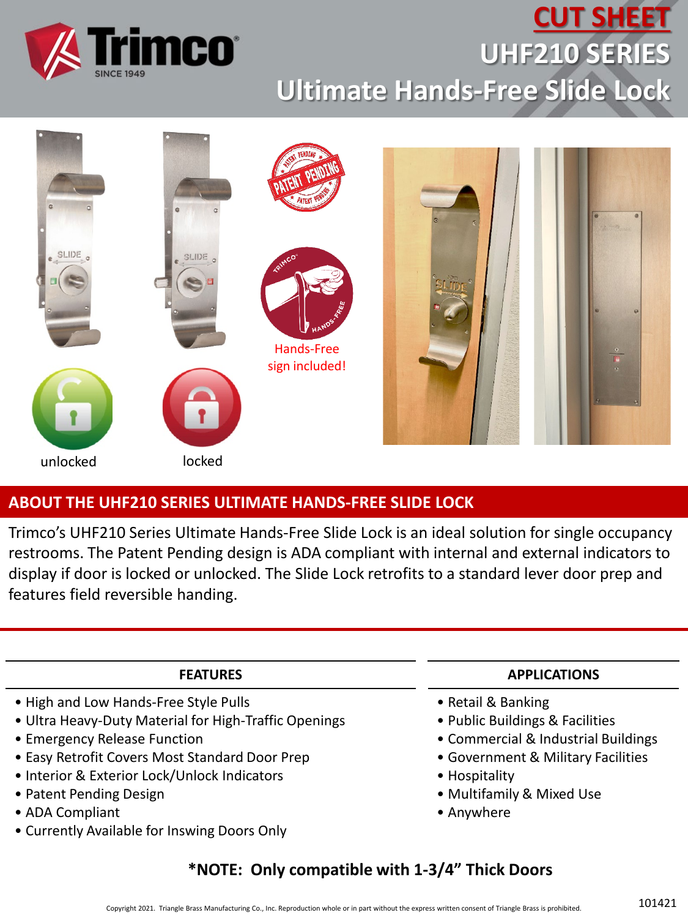# CUT SHEET

# UHF210 SERIES

# Ultimate Hands-Free Slide Lock

unlocked

locked

Hands-Free sign included!

## ABOUT THE UHF210 SERIES ULTIMATE HANDS-FREE SLIDE LOCK

Trimco's UHF210 Series Ultimate Hands-Free Slide Lock is an ideal solution for single occupancy restrooms. The Patent Pending design is ADA compliant with internal and external indicators to display if door is locked or unlocked. The Slide Lock retrofits to a standard lever door prep and features field reversible handing.

### FEATURES

- High and Low Hands-Free Style Pulls
- Ultra Heavy-Duty Material for High-Traffic Openings
- Emergency Release Function
- Easy Retrofit Covers Most Standard Door Prep
- Interior & Exterior Lock/Unlock Indicators
- Patent Pending Design
- ADA Compliant
- Currently Available for Inswing Doors Only

### APPLICATIONS

- Retail & Banking
- Public Buildings & Facilities
- Commercial & Industrial Buildings
- Government & Military Facilities
- Hospitality
- Multifamily & Mixed Use
- Anywhere

**\*NOTE: Only compatible with 1-3/4" Thick Doors**

Copyright 2021. Triangle Brass Manufacturing Co., Inc. Reproduction whole or in part without the express written consent of Triangle Brass is prohibited.

101421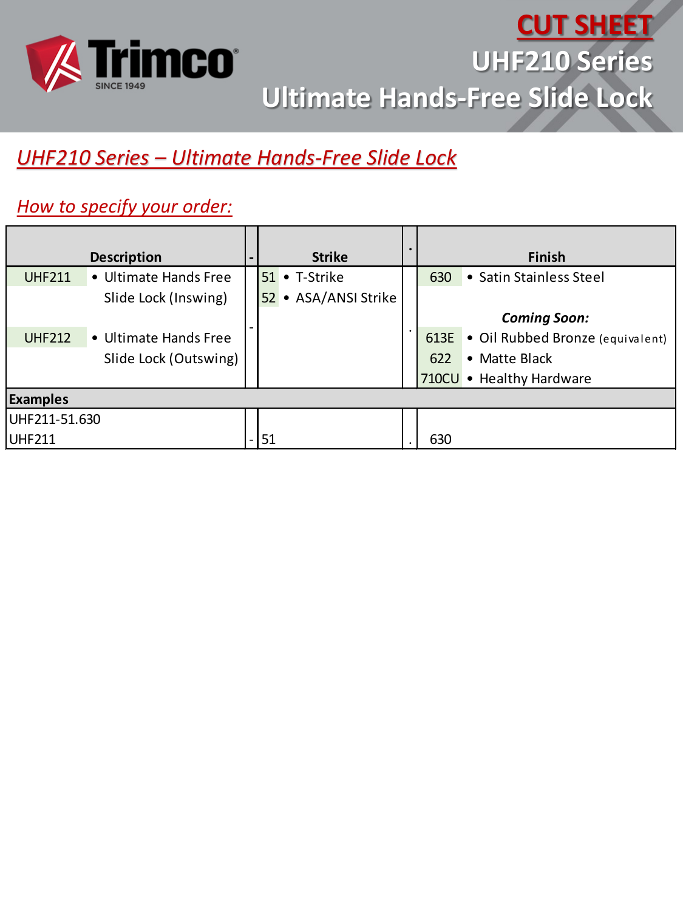# CUT SHEET
# UHF210 Series
# Ultimate Hands-Free Slide Lock

## *UHF210 Series – Ultimate Hands-Free Slide Lock*

### *How to specify your order:*

| Description | | - | Strike | | . | Finish | |
|---|---|---|---|---|---|---|---|
| UHF211 | • Ultimate Hands Free Slide Lock (Inswing) | - | 51 | • T-Strike | . | 630 | • Satin Stainless Steel |
| | | | 52 | • ASA/ANSI Strike | | | |
| | | | | | | | ***Coming Soon:*** |
| UHF212 | • Ultimate Hands Free Slide Lock (Outswing) | | | | | 613E | • Oil Rubbed Bronze (equivalent) |
| | | | | | | 622 | • Matte Black |
| | | | | | | 710CU | • Healthy Hardware |
| **Examples** | | | | | | | |
| UHF211-51.630 | | | | | | | |
| UHF211 | | - | 51 | | . | 630 | |